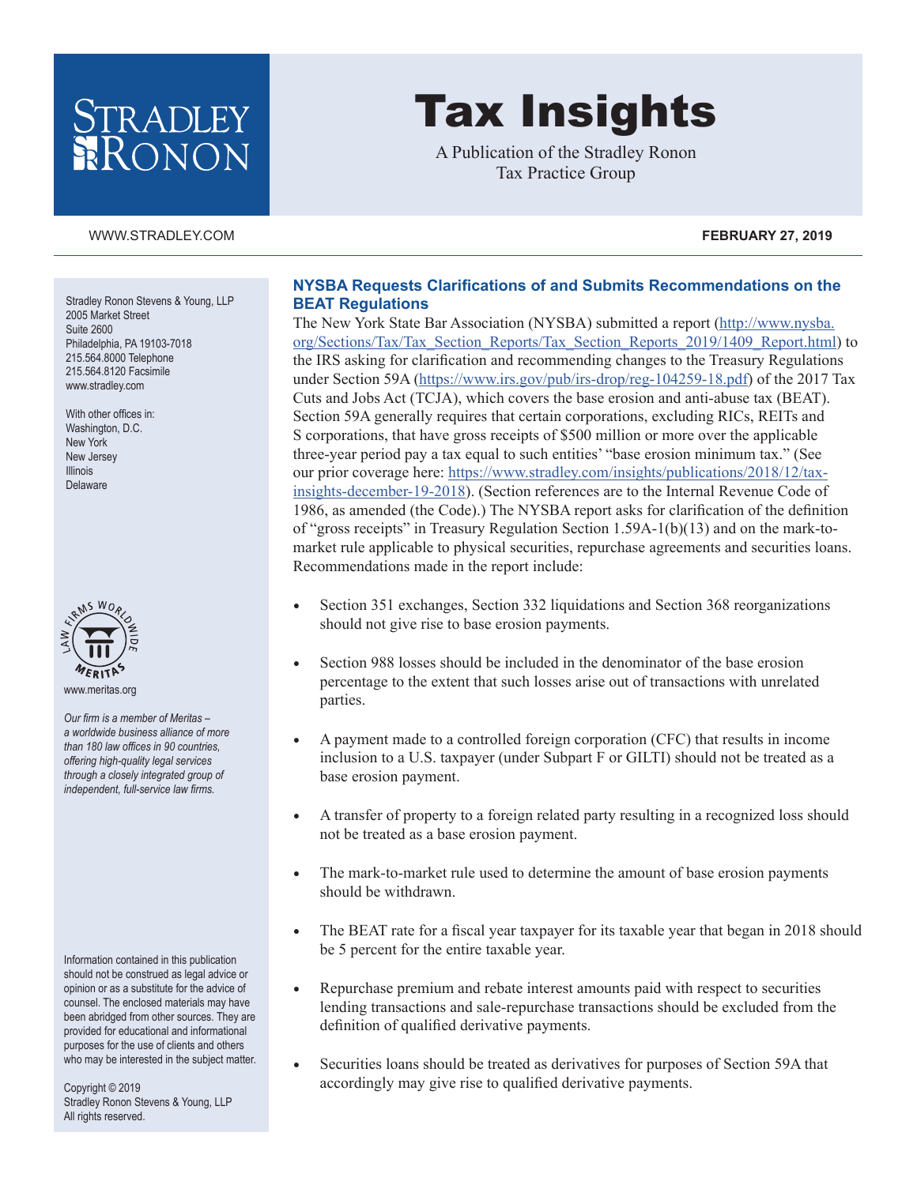# Tax Insights

A Publication of the Stradley Ronon Tax Practice Group

WWW.STRADLEY.COM

**FEBRUARY 27, 2019**

Stradley Ronon Stevens & Young, LLP
2005 Market Street
Suite 2600
Philadelphia, PA 19103-7018
215.564.8000 Telephone
215.564.8120 Facsimile
www.stradley.com

With other offices in:
Washington, D.C.
New York
New Jersey
Illinois
Delaware

www.meritas.org

*Our firm is a member of Meritas – a worldwide business alliance of more than 180 law offices in 90 countries, offering high-quality legal services through a closely integrated group of independent, full-service law firms.*

Information contained in this publication should not be construed as legal advice or opinion or as a substitute for the advice of counsel. The enclosed materials may have been abridged from other sources. They are provided for educational and informational purposes for the use of clients and others who may be interested in the subject matter.

Copyright © 2019
Stradley Ronon Stevens & Young, LLP
All rights reserved.

## NYSBA Requests Clarifications of and Submits Recommendations on the BEAT Regulations

The New York State Bar Association (NYSBA) submitted a report (http://www.nysba.org/Sections/Tax/Tax_Section_Reports/Tax_Section_Reports_2019/1409_Report.html) to the IRS asking for clarification and recommending changes to the Treasury Regulations under Section 59A (https://www.irs.gov/pub/irs-drop/reg-104259-18.pdf) of the 2017 Tax Cuts and Jobs Act (TCJA), which covers the base erosion and anti-abuse tax (BEAT). Section 59A generally requires that certain corporations, excluding RICs, REITs and S corporations, that have gross receipts of $500 million or more over the applicable three-year period pay a tax equal to such entities' "base erosion minimum tax." (See our prior coverage here: https://www.stradley.com/insights/publications/2018/12/tax-insights-december-19-2018). (Section references are to the Internal Revenue Code of 1986, as amended (the Code).) The NYSBA report asks for clarification of the definition of "gross receipts" in Treasury Regulation Section 1.59A-1(b)(13) and on the mark-to-market rule applicable to physical securities, repurchase agreements and securities loans. Recommendations made in the report include:

- Section 351 exchanges, Section 332 liquidations and Section 368 reorganizations should not give rise to base erosion payments.
- Section 988 losses should be included in the denominator of the base erosion percentage to the extent that such losses arise out of transactions with unrelated parties.
- A payment made to a controlled foreign corporation (CFC) that results in income inclusion to a U.S. taxpayer (under Subpart F or GILTI) should not be treated as a base erosion payment.
- A transfer of property to a foreign related party resulting in a recognized loss should not be treated as a base erosion payment.
- The mark-to-market rule used to determine the amount of base erosion payments should be withdrawn.
- The BEAT rate for a fiscal year taxpayer for its taxable year that began in 2018 should be 5 percent for the entire taxable year.
- Repurchase premium and rebate interest amounts paid with respect to securities lending transactions and sale-repurchase transactions should be excluded from the definition of qualified derivative payments.
- Securities loans should be treated as derivatives for purposes of Section 59A that accordingly may give rise to qualified derivative payments.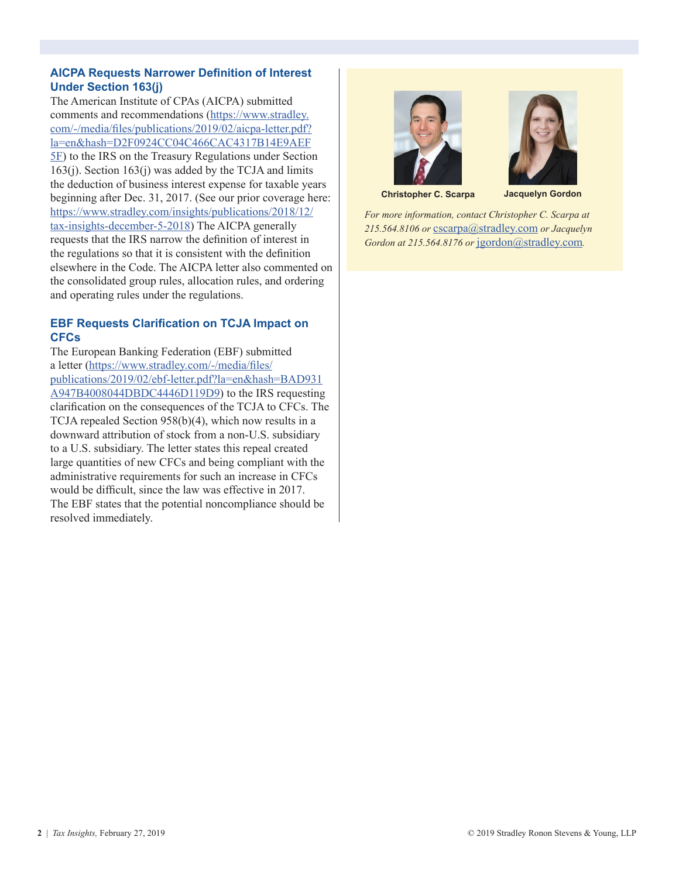## AICPA Requests Narrower Definition of Interest Under Section 163(j)

The American Institute of CPAs (AICPA) submitted comments and recommendations (https://www.stradley.com/-/media/files/publications/2019/02/aicpa-letter.pdf?la=en&hash=D2F0924CC04C466CAC4317B14E9AEF5F) to the IRS on the Treasury Regulations under Section 163(j). Section 163(j) was added by the TCJA and limits the deduction of business interest expense for taxable years beginning after Dec. 31, 2017. (See our prior coverage here: https://www.stradley.com/insights/publications/2018/12/tax-insights-december-5-2018) The AICPA generally requests that the IRS narrow the definition of interest in the regulations so that it is consistent with the definition elsewhere in the Code. The AICPA letter also commented on the consolidated group rules, allocation rules, and ordering and operating rules under the regulations.

## EBF Requests Clarification on TCJA Impact on CFCs

The European Banking Federation (EBF) submitted a letter (https://www.stradley.com/-/media/files/publications/2019/02/ebf-letter.pdf?la=en&hash=BAD931A947B4008044DBDC4446D119D9) to the IRS requesting clarification on the consequences of the TCJA to CFCs. The TCJA repealed Section 958(b)(4), which now results in a downward attribution of stock from a non-U.S. subsidiary to a U.S. subsidiary. The letter states this repeal created large quantities of new CFCs and being compliant with the administrative requirements for such an increase in CFCs would be difficult, since the law was effective in 2017. The EBF states that the potential noncompliance should be resolved immediately.

**Christopher C. Scarpa** **Jacquelyn Gordon**

*For more information, contact Christopher C. Scarpa at 215.564.8106 or* cscarpa@stradley.com *or Jacquelyn Gordon at 215.564.8176 or* jgordon@stradley.com.

© 2019 Stradley Ronon Stevens & Young, LLP